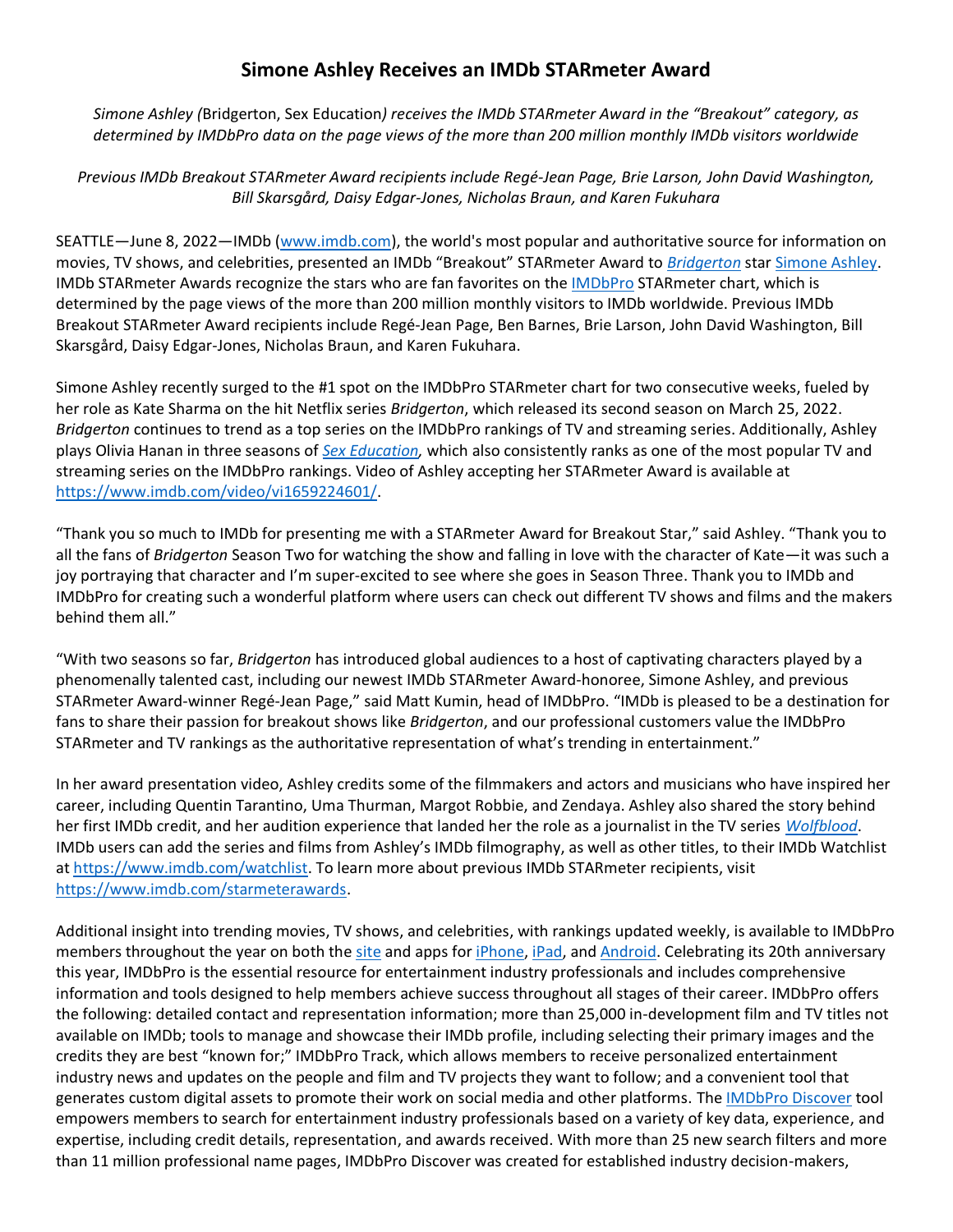# Simone Ashley Receives an IMDb STARmeter Award

*Simone Ashley (*Bridgerton, Sex Education*) receives the IMDb STARmeter Award in the "Breakout" category, as determined by IMDbPro data on the page views of the more than 200 million monthly IMDb visitors worldwide*

*Previous IMDb Breakout STARmeter Award recipients include Regé-Jean Page, Brie Larson, John David Washington, Bill Skarsgård, Daisy Edgar-Jones, Nicholas Braun, and Karen Fukuhara*

SEATTLE—June 8, 2022—IMDb (www.imdb.com), the world's most popular and authoritative source for information on movies, TV shows, and celebrities, presented an IMDb "Breakout" STARmeter Award to *Bridgerton* star Simone Ashley. IMDb STARmeter Awards recognize the stars who are fan favorites on the IMDbPro STARmeter chart, which is determined by the page views of the more than 200 million monthly visitors to IMDb worldwide. Previous IMDb Breakout STARmeter Award recipients include Regé-Jean Page, Ben Barnes, Brie Larson, John David Washington, Bill Skarsgård, Daisy Edgar-Jones, Nicholas Braun, and Karen Fukuhara.

Simone Ashley recently surged to the #1 spot on the IMDbPro STARmeter chart for two consecutive weeks, fueled by her role as Kate Sharma on the hit Netflix series *Bridgerton*, which released its second season on March 25, 2022. *Bridgerton* continues to trend as a top series on the IMDbPro rankings of TV and streaming series. Additionally, Ashley plays Olivia Hanan in three seasons of *Sex Education,* which also consistently ranks as one of the most popular TV and streaming series on the IMDbPro rankings. Video of Ashley accepting her STARmeter Award is available at https://www.imdb.com/video/vi1659224601/.

"Thank you so much to IMDb for presenting me with a STARmeter Award for Breakout Star," said Ashley. "Thank you to all the fans of *Bridgerton* Season Two for watching the show and falling in love with the character of Kate—it was such a joy portraying that character and I'm super-excited to see where she goes in Season Three. Thank you to IMDb and IMDbPro for creating such a wonderful platform where users can check out different TV shows and films and the makers behind them all."

"With two seasons so far, *Bridgerton* has introduced global audiences to a host of captivating characters played by a phenomenally talented cast, including our newest IMDb STARmeter Award-honoree, Simone Ashley, and previous STARmeter Award-winner Regé-Jean Page," said Matt Kumin, head of IMDbPro. "IMDb is pleased to be a destination for fans to share their passion for breakout shows like *Bridgerton*, and our professional customers value the IMDbPro STARmeter and TV rankings as the authoritative representation of what's trending in entertainment."

In her award presentation video, Ashley credits some of the filmmakers and actors and musicians who have inspired her career, including Quentin Tarantino, Uma Thurman, Margot Robbie, and Zendaya. Ashley also shared the story behind her first IMDb credit, and her audition experience that landed her the role as a journalist in the TV series *Wolfblood*. IMDb users can add the series and films from Ashley's IMDb filmography, as well as other titles, to their IMDb Watchlist at https://www.imdb.com/watchlist. To learn more about previous IMDb STARmeter recipients, visit https://www.imdb.com/starmeterawards.

Additional insight into trending movies, TV shows, and celebrities, with rankings updated weekly, is available to IMDbPro members throughout the year on both the site and apps for iPhone, iPad, and Android. Celebrating its 20th anniversary this year, IMDbPro is the essential resource for entertainment industry professionals and includes comprehensive information and tools designed to help members achieve success throughout all stages of their career. IMDbPro offers the following: detailed contact and representation information; more than 25,000 in-development film and TV titles not available on IMDb; tools to manage and showcase their IMDb profile, including selecting their primary images and the credits they are best "known for;" IMDbPro Track, which allows members to receive personalized entertainment industry news and updates on the people and film and TV projects they want to follow; and a convenient tool that generates custom digital assets to promote their work on social media and other platforms. The IMDbPro Discover tool empowers members to search for entertainment industry professionals based on a variety of key data, experience, and expertise, including credit details, representation, and awards received. With more than 25 new search filters and more than 11 million professional name pages, IMDbPro Discover was created for established industry decision-makers,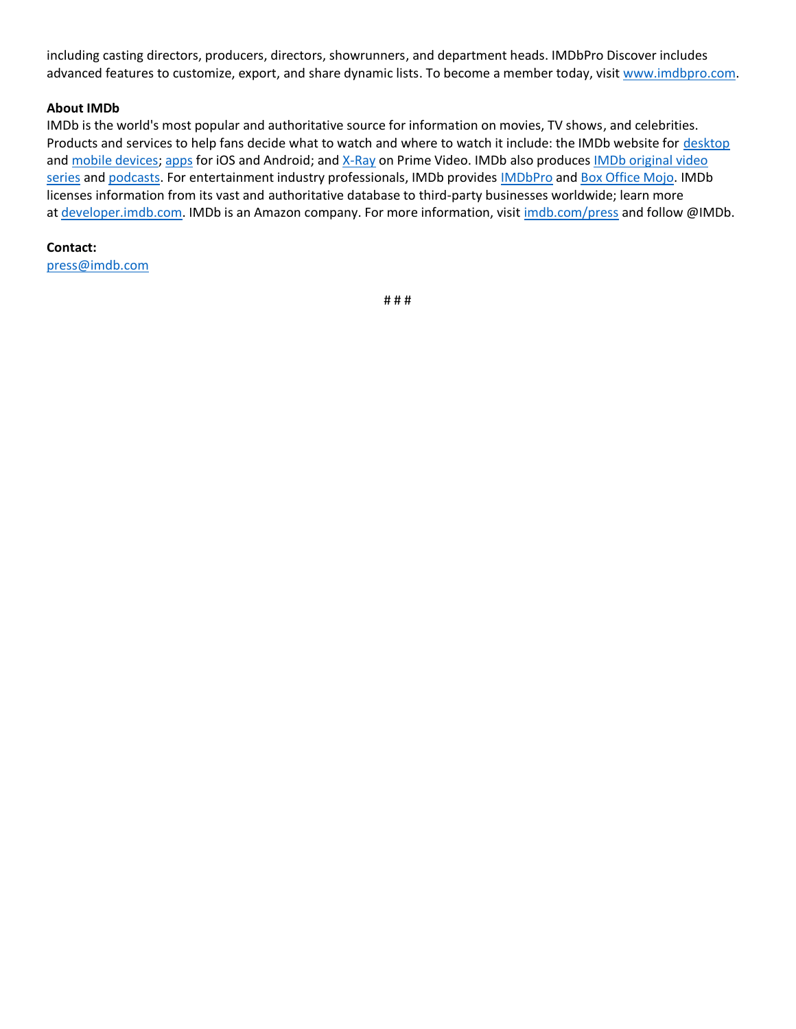including casting directors, producers, directors, showrunners, and department heads. IMDbPro Discover includes advanced features to customize, export, and share dynamic lists. To become a member today, visit www.imdbpro.com.

**About IMDb**

IMDb is the world's most popular and authoritative source for information on movies, TV shows, and celebrities. Products and services to help fans decide what to watch and where to watch it include: the IMDb website for desktop and mobile devices; apps for iOS and Android; and X-Ray on Prime Video. IMDb also produces IMDb original video series and podcasts. For entertainment industry professionals, IMDb provides IMDbPro and Box Office Mojo. IMDb licenses information from its vast and authoritative database to third-party businesses worldwide; learn more at developer.imdb.com. IMDb is an Amazon company. For more information, visit imdb.com/press and follow @IMDb.

**Contact:**

press@imdb.com

# # #